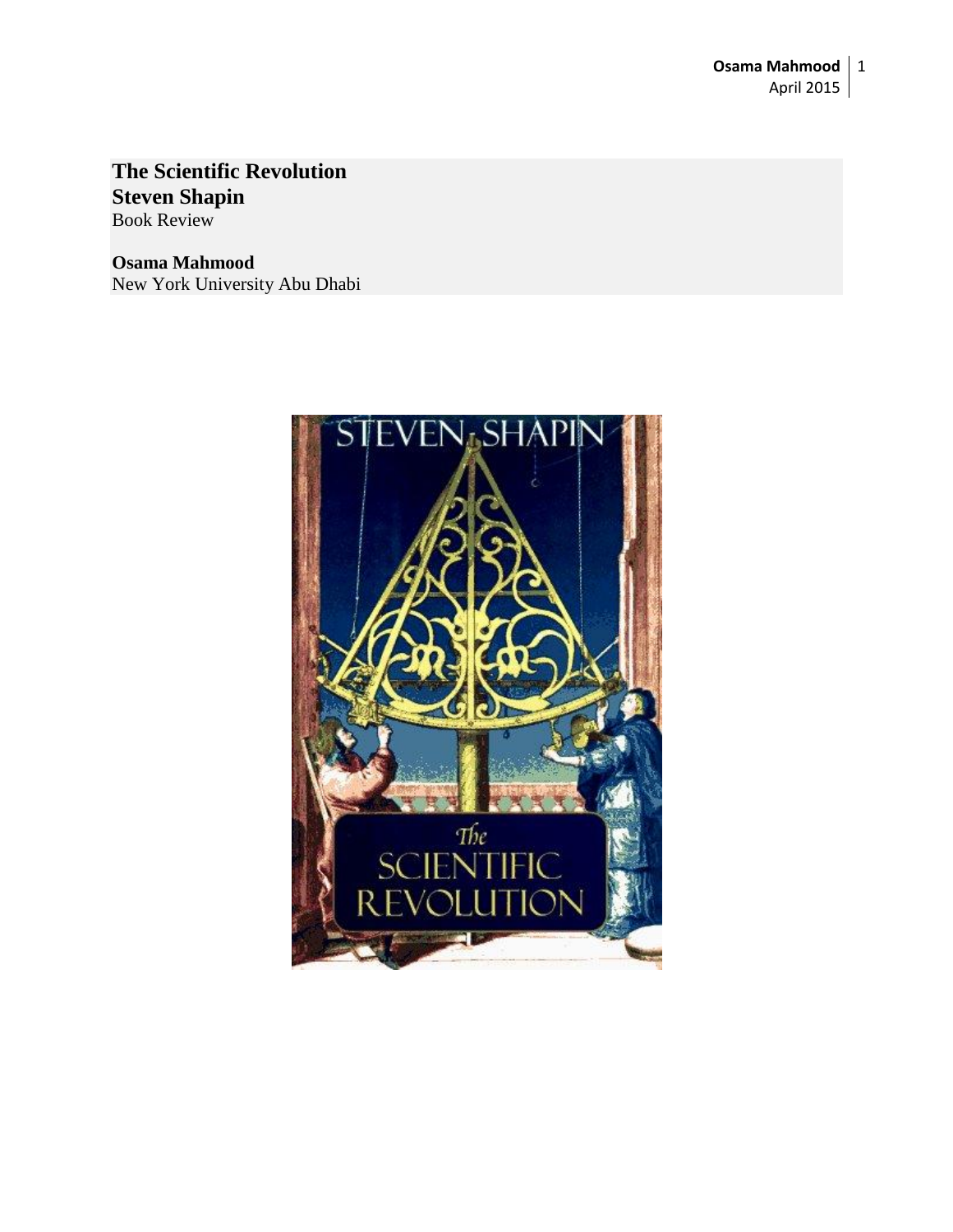**The Scientific Revolution**
**Steven Shapin**
Book Review

**Osama Mahmood**
New York University Abu Dhabi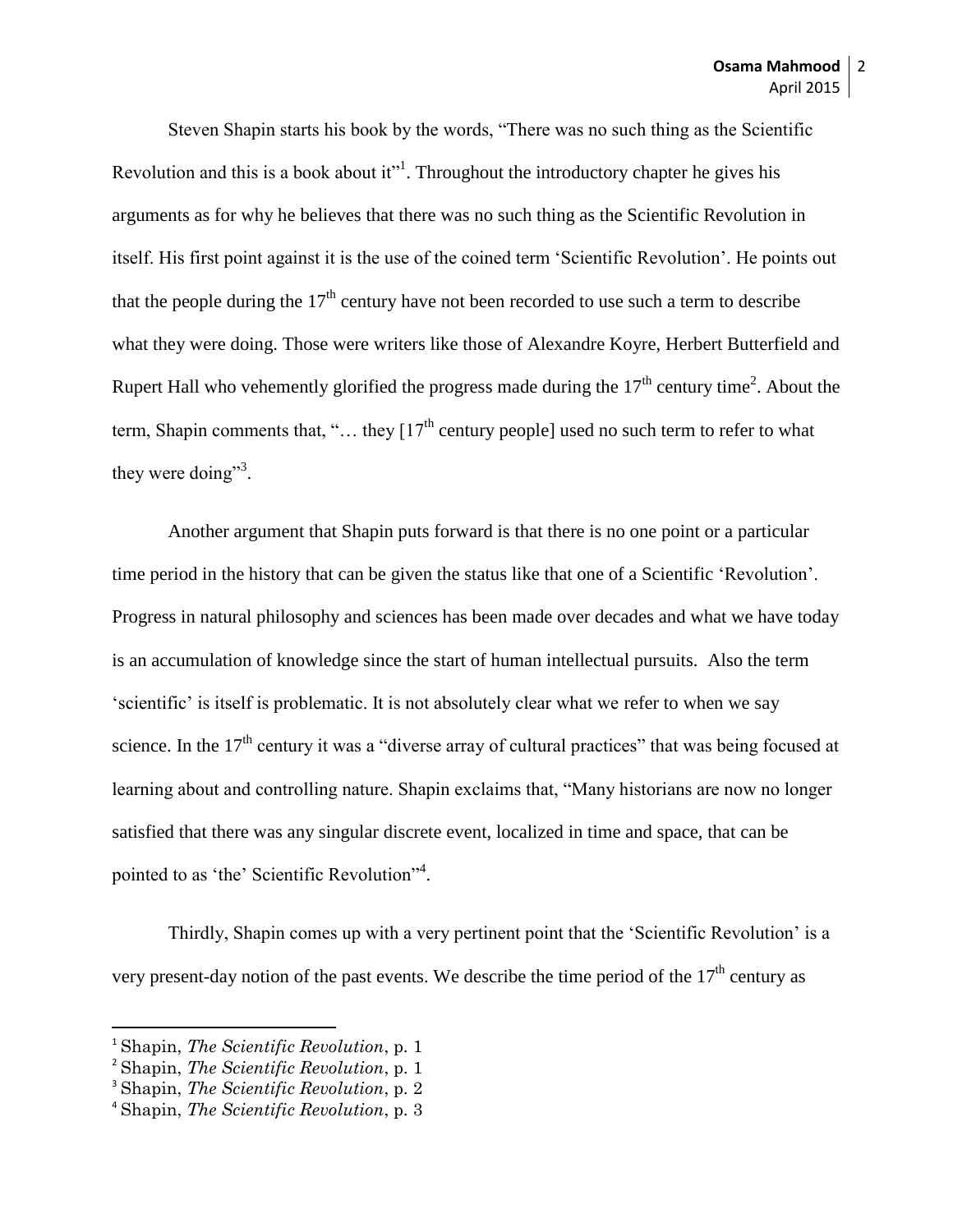Steven Shapin starts his book by the words, “There was no such thing as the Scientific Revolution and this is a book about it”[1]. Throughout the introductory chapter he gives his arguments as for why he believes that there was no such thing as the Scientific Revolution in itself. His first point against it is the use of the coined term ‘Scientific Revolution’. He points out that the people during the $17^{th}$ century have not been recorded to use such a term to describe what they were doing. Those were writers like those of Alexandre Koyre, Herbert Butterfield and Rupert Hall who vehemently glorified the progress made during the $17^{th}$ century time[2]. About the term, Shapin comments that, “… they [$17^{th}$ century people] used no such term to refer to what they were doing”[3].

Another argument that Shapin puts forward is that there is no one point or a particular time period in the history that can be given the status like that one of a Scientific ‘Revolution’. Progress in natural philosophy and sciences has been made over decades and what we have today is an accumulation of knowledge since the start of human intellectual pursuits. Also the term ‘scientific’ is itself is problematic. It is not absolutely clear what we refer to when we say science. In the $17^{th}$ century it was a “diverse array of cultural practices” that was being focused at learning about and controlling nature. Shapin exclaims that, “Many historians are now no longer satisfied that there was any singular discrete event, localized in time and space, that can be pointed to as ‘the’ Scientific Revolution”[4].

Thirdly, Shapin comes up with a very pertinent point that the ‘Scientific Revolution’ is a very present-day notion of the past events. We describe the time period of the $17^{th}$ century as

---

[1] Shapin, *The Scientific Revolution*, p. 1

[2] Shapin, *The Scientific Revolution*, p. 1

[3] Shapin, *The Scientific Revolution*, p. 2

[4] Shapin, *The Scientific Revolution*, p. 3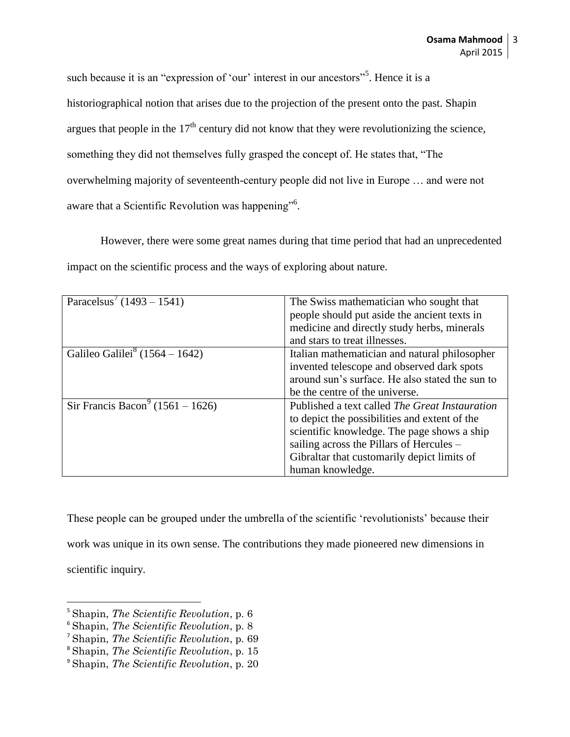such because it is an "expression of 'our' interest in our ancestors"[5]. Hence it is a historiographical notion that arises due to the projection of the present onto the past. Shapin argues that people in the 17th century did not know that they were revolutionizing the science, something they did not themselves fully grasped the concept of. He states that, "The overwhelming majority of seventeenth-century people did not live in Europe … and were not aware that a Scientific Revolution was happening"[6].

However, there were some great names during that time period that had an unprecedented impact on the scientific process and the ways of exploring about nature.

| | |
|---|---|
| Paracelsus[7] (1493 – 1541) | The Swiss mathematician who sought that people should put aside the ancient texts in medicine and directly study herbs, minerals and stars to treat illnesses. |
| Galileo Galilei[8] (1564 – 1642) | Italian mathematician and natural philosopher invented telescope and observed dark spots around sun's surface. He also stated the sun to be the centre of the universe. |
| Sir Francis Bacon[9] (1561 – 1626) | Published a text called *The Great Instauration* to depict the possibilities and extent of the scientific knowledge. The page shows a ship sailing across the Pillars of Hercules – Gibraltar that customarily depict limits of human knowledge. |

These people can be grouped under the umbrella of the scientific 'revolutionists' because their work was unique in its own sense. The contributions they made pioneered new dimensions in scientific inquiry.

---

[5] Shapin, *The Scientific Revolution*, p. 6

[6] Shapin, *The Scientific Revolution*, p. 8

[7] Shapin, *The Scientific Revolution*, p. 69

[8] Shapin, *The Scientific Revolution*, p. 15

[9] Shapin, *The Scientific Revolution*, p. 20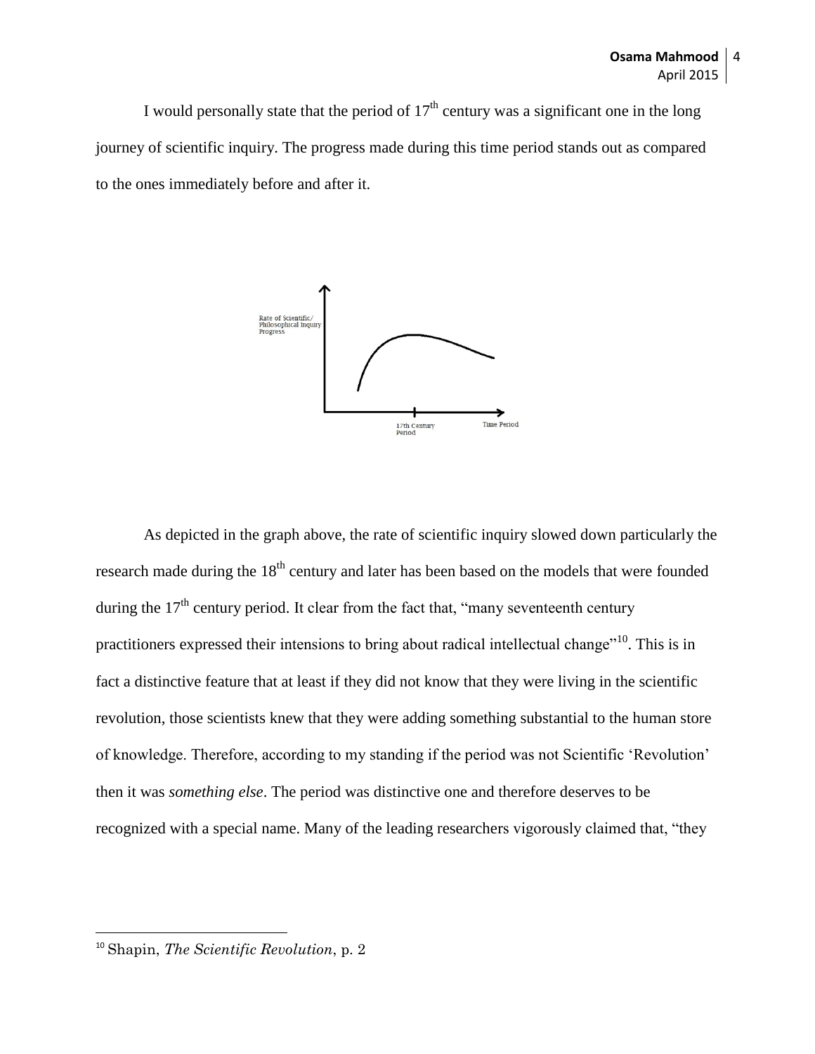I would personally state that the period of 17th century was a significant one in the long journey of scientific inquiry. The progress made during this time period stands out as compared to the ones immediately before and after it.

As depicted in the graph above, the rate of scientific inquiry slowed down particularly the research made during the 18th century and later has been based on the models that were founded during the 17th century period. It clear from the fact that, "many seventeenth century practitioners expressed their intensions to bring about radical intellectual change"[10]. This is in fact a distinctive feature that at least if they did not know that they were living in the scientific revolution, those scientists knew that they were adding something substantial to the human store of knowledge. Therefore, according to my standing if the period was not Scientific 'Revolution' then it was *something else*. The period was distinctive one and therefore deserves to be recognized with a special name. Many of the leading researchers vigorously claimed that, "they

---

[10] Shapin, *The Scientific Revolution*, p. 2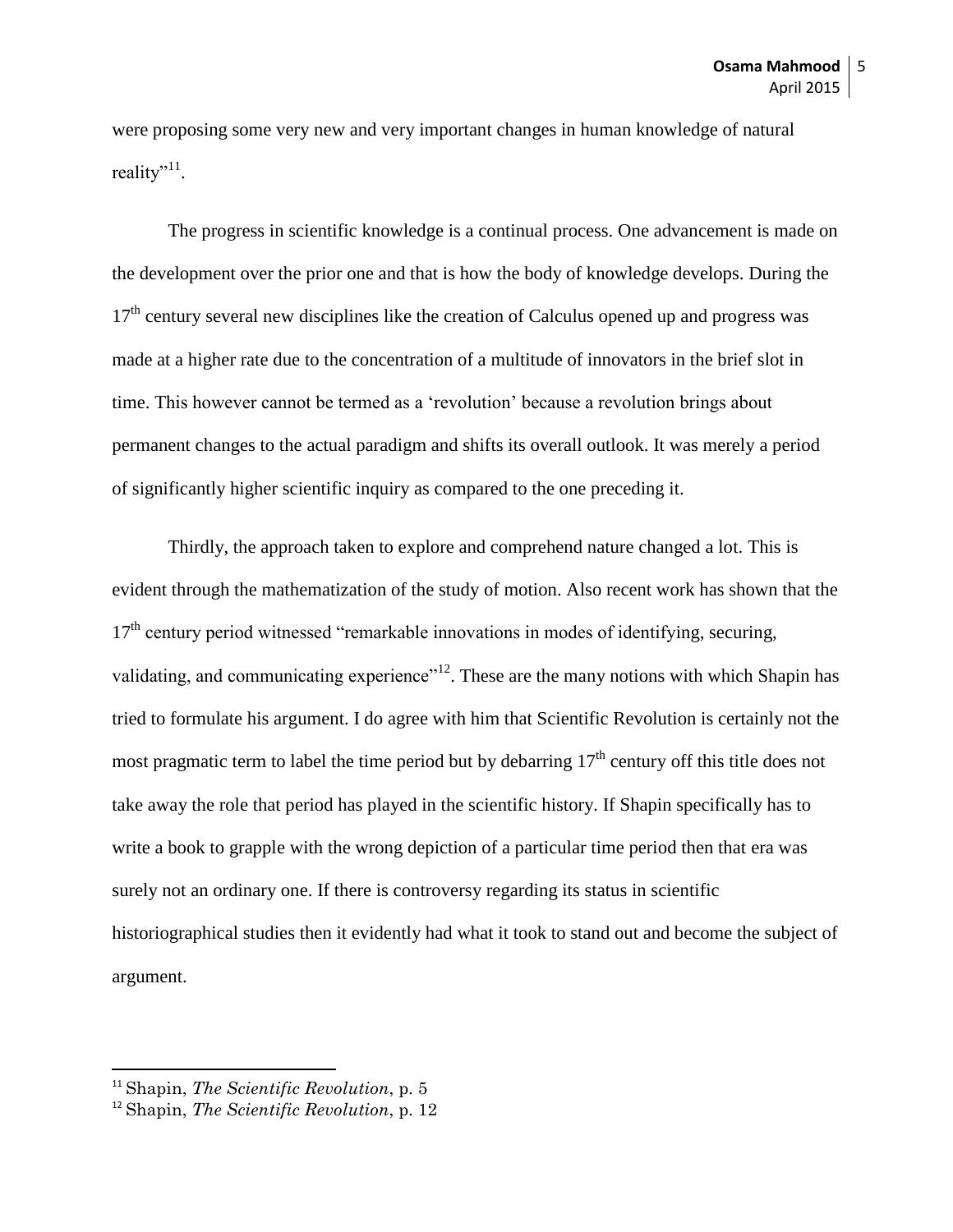were proposing some very new and very important changes in human knowledge of natural reality"[11].

The progress in scientific knowledge is a continual process. One advancement is made on the development over the prior one and that is how the body of knowledge develops. During the 17th century several new disciplines like the creation of Calculus opened up and progress was made at a higher rate due to the concentration of a multitude of innovators in the brief slot in time. This however cannot be termed as a 'revolution' because a revolution brings about permanent changes to the actual paradigm and shifts its overall outlook. It was merely a period of significantly higher scientific inquiry as compared to the one preceding it.

Thirdly, the approach taken to explore and comprehend nature changed a lot. This is evident through the mathematization of the study of motion. Also recent work has shown that the 17th century period witnessed "remarkable innovations in modes of identifying, securing, validating, and communicating experience"[12]. These are the many notions with which Shapin has tried to formulate his argument. I do agree with him that Scientific Revolution is certainly not the most pragmatic term to label the time period but by debarring 17th century off this title does not take away the role that period has played in the scientific history. If Shapin specifically has to write a book to grapple with the wrong depiction of a particular time period then that era was surely not an ordinary one. If there is controversy regarding its status in scientific historiographical studies then it evidently had what it took to stand out and become the subject of argument.

---

[11] Shapin, *The Scientific Revolution*, p. 5

[12] Shapin, *The Scientific Revolution*, p. 12